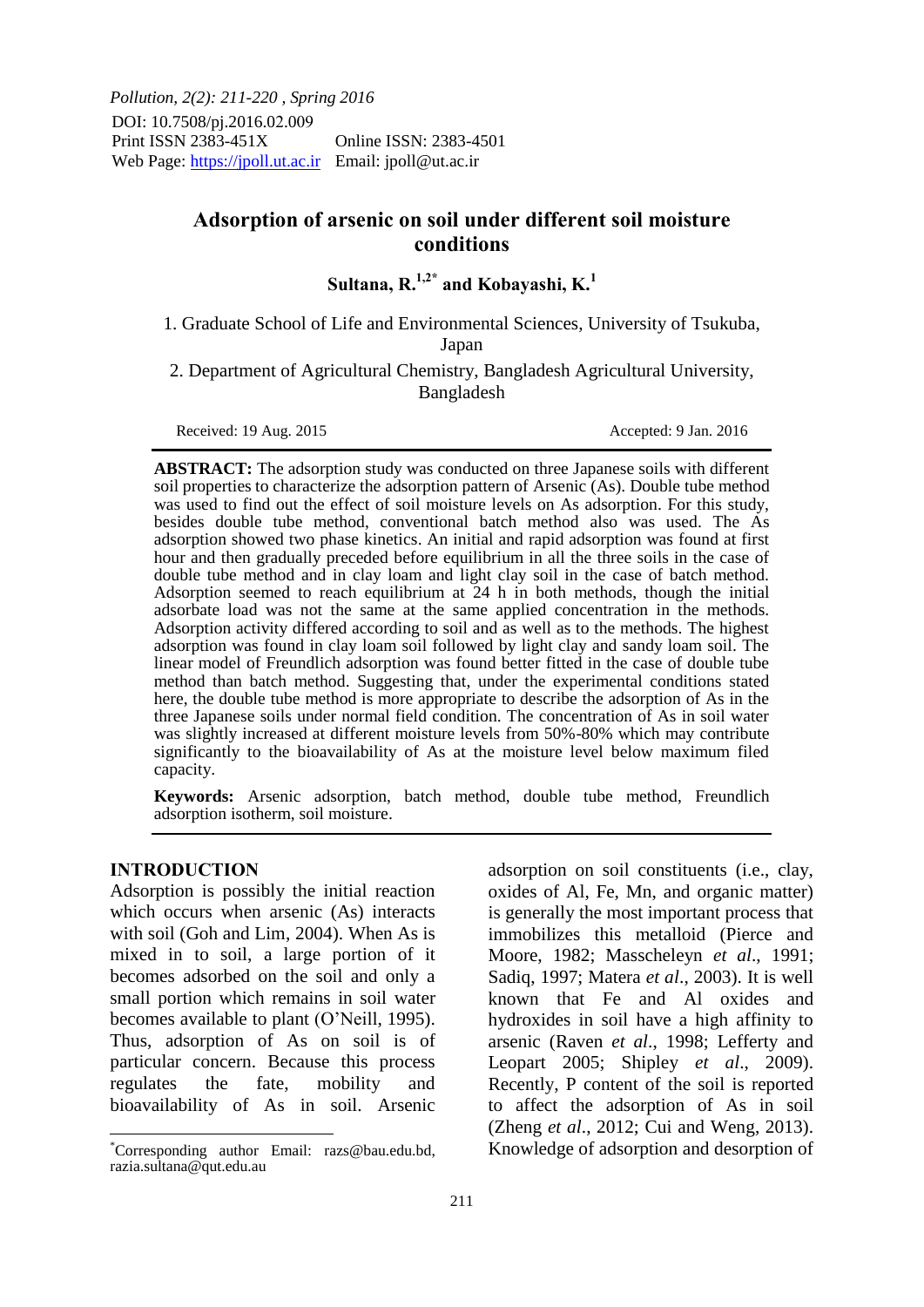# Adsorption of arsenic on soil under different soil moisture conditions

**Sultana, R.[1,2*] and Kobayashi, K.[1]**

1. Graduate School of Life and Environmental Sciences, University of Tsukuba, Japan
2. Department of Agricultural Chemistry, Bangladesh Agricultural University, Bangladesh

Received: 19 Aug. 2015 Accepted: 9 Jan. 2016

**ABSTRACT:** The adsorption study was conducted on three Japanese soils with different soil properties to characterize the adsorption pattern of Arsenic (As). Double tube method was used to find out the effect of soil moisture levels on As adsorption. For this study, besides double tube method, conventional batch method also was used. The As adsorption showed two phase kinetics. An initial and rapid adsorption was found at first hour and then gradually preceded before equilibrium in all the three soils in the case of double tube method and in clay loam and light clay soil in the case of batch method. Adsorption seemed to reach equilibrium at 24 h in both methods, though the initial adsorbate load was not the same at the same applied concentration in the methods. Adsorption activity differed according to soil and as well as to the methods. The highest adsorption was found in clay loam soil followed by light clay and sandy loam soil. The linear model of Freundlich adsorption was found better fitted in the case of double tube method than batch method. Suggesting that, under the experimental conditions stated here, the double tube method is more appropriate to describe the adsorption of As in the three Japanese soils under normal field condition. The concentration of As in soil water was slightly increased at different moisture levels from 50%-80% which may contribute significantly to the bioavailability of As at the moisture level below maximum filed capacity.

**Keywords:** Arsenic adsorption, batch method, double tube method, Freundlich adsorption isotherm, soil moisture.

## INTRODUCTION

Adsorption is possibly the initial reaction which occurs when arsenic (As) interacts with soil (Goh and Lim, 2004). When As is mixed in to soil, a large portion of it becomes adsorbed on the soil and only a small portion which remains in soil water becomes available to plant (O'Neill, 1995). Thus, adsorption of As on soil is of particular concern. Because this process regulates the fate, mobility and bioavailability of As in soil. Arsenic adsorption on soil constituents (i.e., clay, oxides of Al, Fe, Mn, and organic matter) is generally the most important process that immobilizes this metalloid (Pierce and Moore, 1982; Masscheleyn *et al*., 1991; Sadiq, 1997; Matera *et al*., 2003). It is well known that Fe and Al oxides and hydroxides in soil have a high affinity to arsenic (Raven *et al*., 1998; Lefferty and Leopart 2005; Shipley *et al*., 2009). Recently, P content of the soil is reported to affect the adsorption of As in soil (Zheng *et al*., 2012; Cui and Weng, 2013). Knowledge of adsorption and desorption of

*Corresponding author Email: razs@bau.edu.bd, razia.sultana@qut.edu.au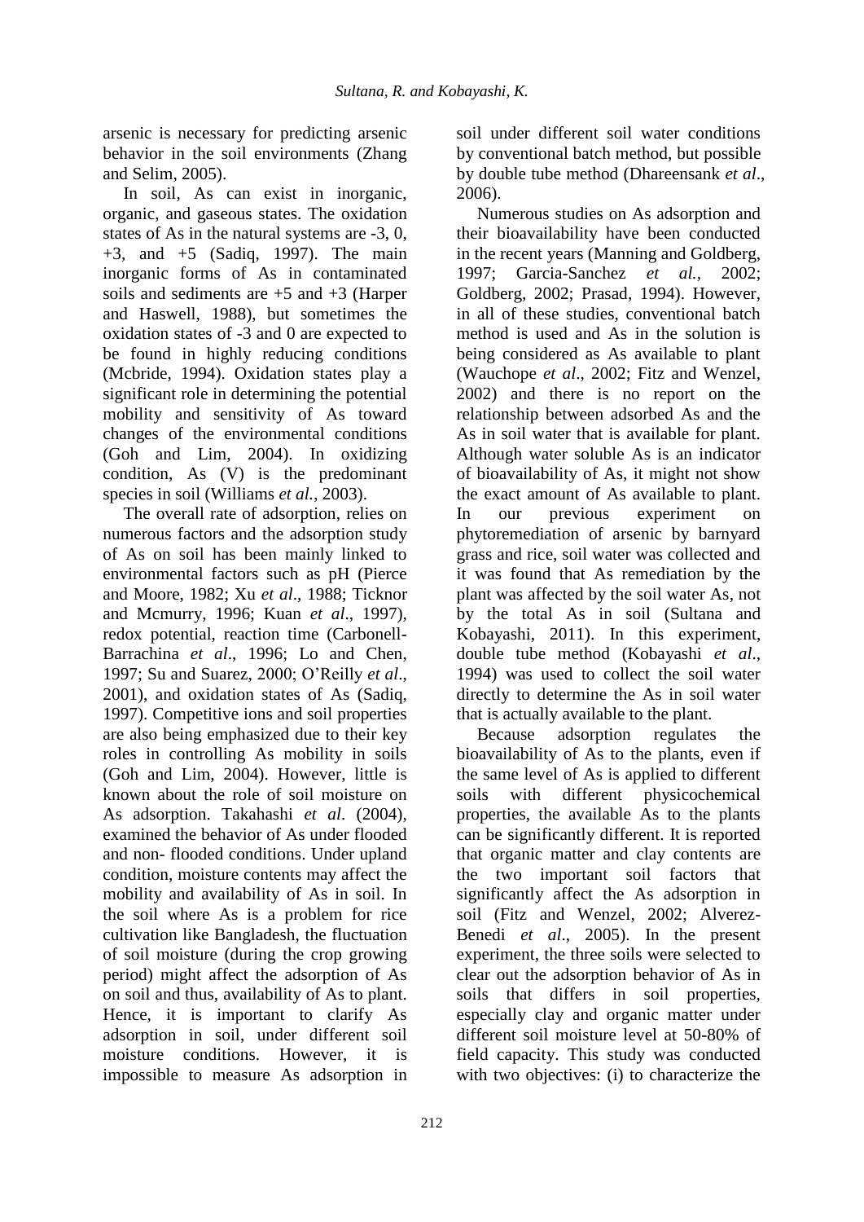arsenic is necessary for predicting arsenic behavior in the soil environments (Zhang and Selim, 2005).

In soil, As can exist in inorganic, organic, and gaseous states. The oxidation states of As in the natural systems are -3, 0, +3, and +5 (Sadiq, 1997). The main inorganic forms of As in contaminated soils and sediments are +5 and +3 (Harper and Haswell, 1988), but sometimes the oxidation states of -3 and 0 are expected to be found in highly reducing conditions (Mcbride, 1994). Oxidation states play a significant role in determining the potential mobility and sensitivity of As toward changes of the environmental conditions (Goh and Lim, 2004). In oxidizing condition, As (V) is the predominant species in soil (Williams *et al.*, 2003).

The overall rate of adsorption, relies on numerous factors and the adsorption study of As on soil has been mainly linked to environmental factors such as pH (Pierce and Moore, 1982; Xu *et al*., 1988; Ticknor and Mcmurry, 1996; Kuan *et al*., 1997), redox potential, reaction time (Carbonell-Barrachina *et al*., 1996; Lo and Chen, 1997; Su and Suarez, 2000; O'Reilly *et al*., 2001), and oxidation states of As (Sadiq, 1997). Competitive ions and soil properties are also being emphasized due to their key roles in controlling As mobility in soils (Goh and Lim, 2004). However, little is known about the role of soil moisture on As adsorption. Takahashi *et al*. (2004), examined the behavior of As under flooded and non- flooded conditions. Under upland condition, moisture contents may affect the mobility and availability of As in soil. In the soil where As is a problem for rice cultivation like Bangladesh, the fluctuation of soil moisture (during the crop growing period) might affect the adsorption of As on soil and thus, availability of As to plant. Hence, it is important to clarify As adsorption in soil, under different soil moisture conditions. However, it is impossible to measure As adsorption in soil under different soil water conditions by conventional batch method, but possible by double tube method (Dhareensank *et al*., 2006).

Numerous studies on As adsorption and their bioavailability have been conducted in the recent years (Manning and Goldberg, 1997; Garcia-Sanchez *et al.*, 2002; Goldberg, 2002; Prasad, 1994). However, in all of these studies, conventional batch method is used and As in the solution is being considered as As available to plant (Wauchope *et al*., 2002; Fitz and Wenzel, 2002) and there is no report on the relationship between adsorbed As and the As in soil water that is available for plant. Although water soluble As is an indicator of bioavailability of As, it might not show the exact amount of As available to plant. In our previous experiment on phytoremediation of arsenic by barnyard grass and rice, soil water was collected and it was found that As remediation by the plant was affected by the soil water As, not by the total As in soil (Sultana and Kobayashi, 2011). In this experiment, double tube method (Kobayashi *et al*., 1994) was used to collect the soil water directly to determine the As in soil water that is actually available to the plant.

Because adsorption regulates the bioavailability of As to the plants, even if the same level of As is applied to different soils with different physicochemical properties, the available As to the plants can be significantly different. It is reported that organic matter and clay contents are the two important soil factors that significantly affect the As adsorption in soil (Fitz and Wenzel, 2002; Alverez-Benedi *et al*., 2005). In the present experiment, the three soils were selected to clear out the adsorption behavior of As in soils that differs in soil properties, especially clay and organic matter under different soil moisture level at 50-80% of field capacity. This study was conducted with two objectives: (i) to characterize the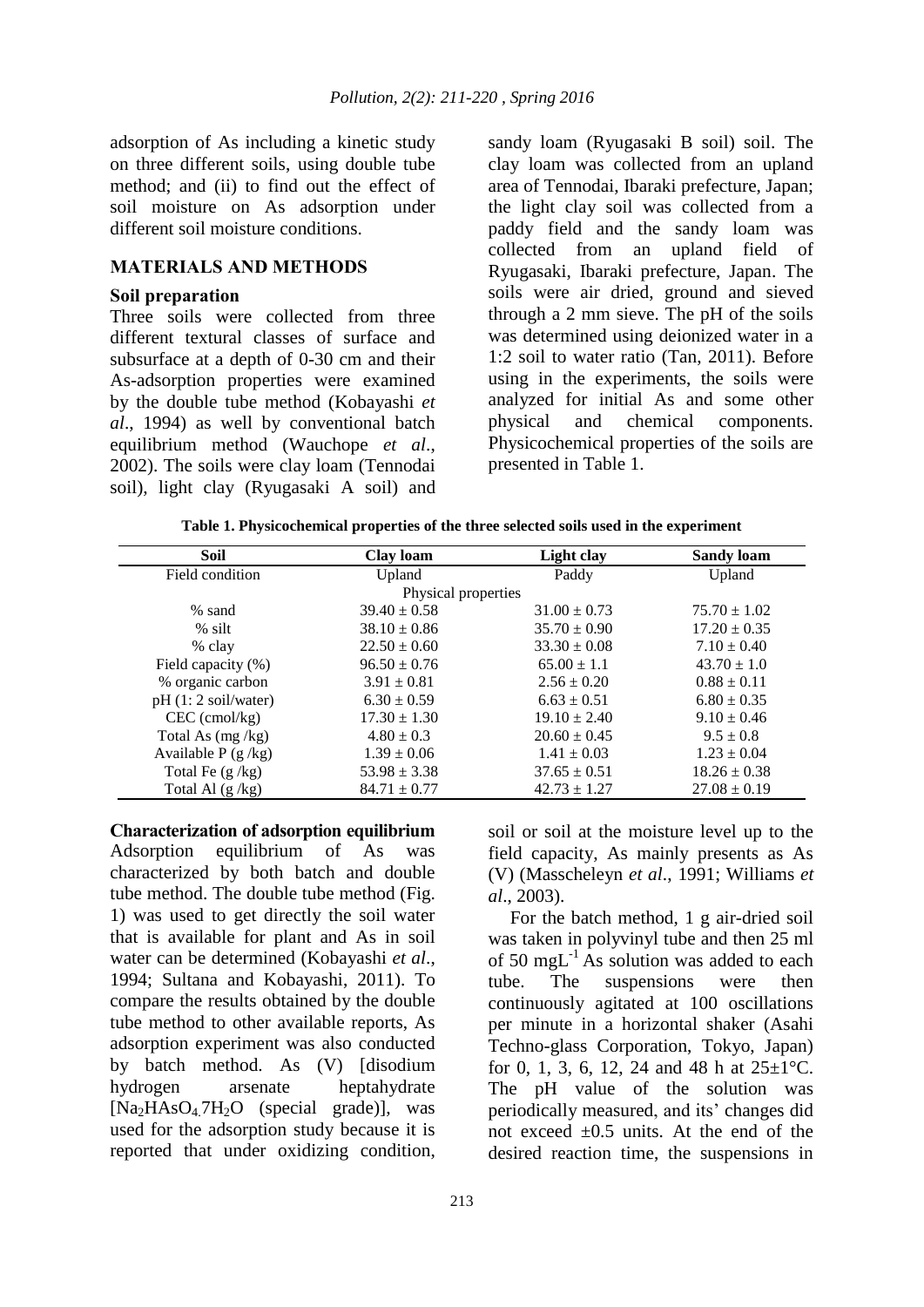adsorption of As including a kinetic study on three different soils, using double tube method; and (ii) to find out the effect of soil moisture on As adsorption under different soil moisture conditions.

## MATERIALS AND METHODS

### Soil preparation

Three soils were collected from three different textural classes of surface and subsurface at a depth of 0-30 cm and their As-adsorption properties were examined by the double tube method (Kobayashi *et al*., 1994) as well by conventional batch equilibrium method (Wauchope *et al*., 2002). The soils were clay loam (Tennodai soil), light clay (Ryugasaki A soil) and sandy loam (Ryugasaki B soil) soil. The clay loam was collected from an upland area of Tennodai, Ibaraki prefecture, Japan; the light clay soil was collected from a paddy field and the sandy loam was collected from an upland field of Ryugasaki, Ibaraki prefecture, Japan. The soils were air dried, ground and sieved through a 2 mm sieve. The pH of the soils was determined using deionized water in a 1:2 soil to water ratio (Tan, 2011). Before using in the experiments, the soils were analyzed for initial As and some other physical and chemical components. Physicochemical properties of the soils are presented in Table 1.

**Table 1. Physicochemical properties of the three selected soils used in the experiment**

| Soil | Clay loam | Light clay | Sandy loam |
|---|---|---|---|
| Field condition | Upland | Paddy | Upland |
| | Physical properties | | |
| % sand | 39.40 ± 0.58 | 31.00 ± 0.73 | 75.70 ± 1.02 |
| % silt | 38.10 ± 0.86 | 35.70 ± 0.90 | 17.20 ± 0.35 |
| % clay | 22.50 ± 0.60 | 33.30 ± 0.08 | 7.10 ± 0.40 |
| Field capacity (%) | 96.50 ± 0.76 | 65.00 ± 1.1 | 43.70 ± 1.0 |
| % organic carbon | 3.91 ± 0.81 | 2.56 ± 0.20 | 0.88 ± 0.11 |
| pH (1: 2 soil/water) | 6.30 ± 0.59 | 6.63 ± 0.51 | 6.80 ± 0.35 |
| CEC (cmol/kg) | 17.30 ± 1.30 | 19.10 ± 2.40 | 9.10 ± 0.46 |
| Total As (mg /kg) | 4.80 ± 0.3 | 20.60 ± 0.45 | 9.5 ± 0.8 |
| Available P (g /kg) | 1.39 ± 0.06 | 1.41 ± 0.03 | 1.23 ± 0.04 |
| Total Fe (g /kg) | 53.98 ± 3.38 | 37.65 ± 0.51 | 18.26 ± 0.38 |
| Total Al (g /kg) | 84.71 ± 0.77 | 42.73 ± 1.27 | 27.08 ± 0.19 |

**Characterization of adsorption equilibrium**

Adsorption equilibrium of As was characterized by both batch and double tube method. The double tube method (Fig. 1) was used to get directly the soil water that is available for plant and As in soil water can be determined (Kobayashi *et al*., 1994; Sultana and Kobayashi, 2011). To compare the results obtained by the double tube method to other available reports, As adsorption experiment was also conducted by batch method. As (V) [disodium hydrogen arsenate heptahydrate [$Na_2HAsO_4.7H_2O$ (special grade)], was used for the adsorption study because it is reported that under oxidizing condition, soil or soil at the moisture level up to the field capacity, As mainly presents as As (V) (Masscheleyn *et al*., 1991; Williams *et al*., 2003).

For the batch method, 1 g air-dried soil was taken in polyvinyl tube and then 25 ml of 50 $mgL^{-1}$ As solution was added to each tube. The suspensions were then continuously agitated at 100 oscillations per minute in a horizontal shaker (Asahi Techno-glass Corporation, Tokyo, Japan) for 0, 1, 3, 6, 12, 24 and 48 h at 25±1°C. The pH value of the solution was periodically measured, and its' changes did not exceed ±0.5 units. At the end of the desired reaction time, the suspensions in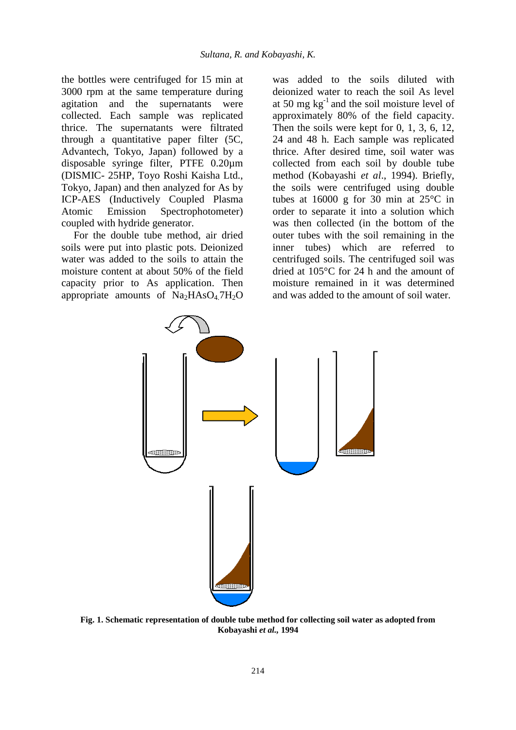the bottles were centrifuged for 15 min at 3000 rpm at the same temperature during agitation and the supernatants were collected. Each sample was replicated thrice. The supernatants were filtrated through a quantitative paper filter (5C, Advantech, Tokyo, Japan) followed by a disposable syringe filter, PTFE 0.20µm (DISMIC- 25HP, Toyo Roshi Kaisha Ltd., Tokyo, Japan) and then analyzed for As by ICP-AES (Inductively Coupled Plasma Atomic Emission Spectrophotometer) coupled with hydride generator.

For the double tube method, air dried soils were put into plastic pots. Deionized water was added to the soils to attain the moisture content at about 50% of the field capacity prior to As application. Then appropriate amounts of $Na_2HAsO_4.7H_2O$ was added to the soils diluted with deionized water to reach the soil As level at 50 mg $kg^{-1}$ and the soil moisture level of approximately 80% of the field capacity. Then the soils were kept for 0, 1, 3, 6, 12, 24 and 48 h. Each sample was replicated thrice. After desired time, soil water was collected from each soil by double tube method (Kobayashi *et al*., 1994). Briefly, the soils were centrifuged using double tubes at 16000 g for 30 min at 25°C in order to separate it into a solution which was then collected (in the bottom of the outer tubes with the soil remaining in the inner tubes) which are referred to centrifuged soils. The centrifuged soil was dried at 105°C for 24 h and the amount of moisture remained in it was determined and was added to the amount of soil water.

**Fig. 1. Schematic representation of double tube method for collecting soil water as adopted from Kobayashi *et al.*, 1994**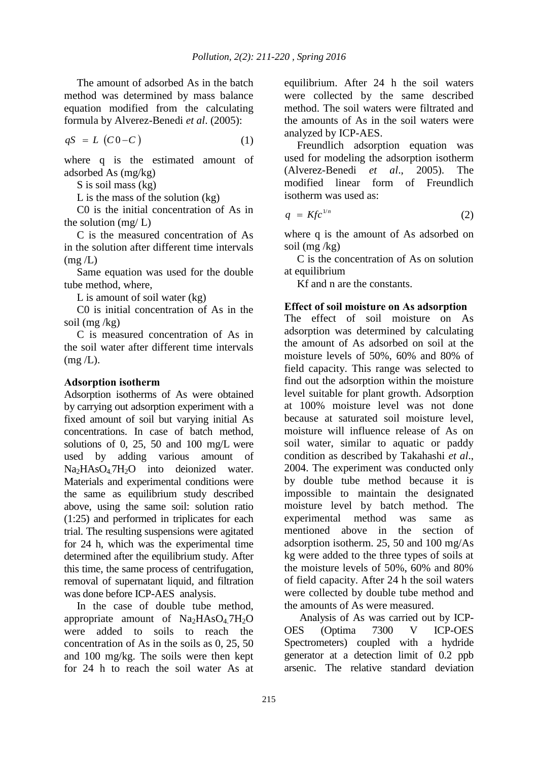The amount of adsorbed As in the batch method was determined by mass balance equation modified from the calculating formula by Alverez-Benedi *et al*. (2005):

$$qS = L\left(C0 - C\right) \tag{1}$$

where q is the estimated amount of adsorbed As (mg/kg)

S is soil mass (kg)

L is the mass of the solution (kg)

C0 is the initial concentration of As in the solution (mg/ L)

C is the measured concentration of As in the solution after different time intervals (mg /L)

Same equation was used for the double tube method, where,

L is amount of soil water (kg)

C0 is initial concentration of As in the soil (mg /kg)

C is measured concentration of As in the soil water after different time intervals (mg /L).

### Adsorption isotherm

Adsorption isotherms of As were obtained by carrying out adsorption experiment with a fixed amount of soil but varying initial As concentrations. In case of batch method, solutions of 0, 25, 50 and 100 mg/L were used by adding various amount of $Na_2HAsO_4.7H_2O$ into deionized water. Materials and experimental conditions were the same as equilibrium study described above, using the same soil: solution ratio (1:25) and performed in triplicates for each trial. The resulting suspensions were agitated for 24 h, which was the experimental time determined after the equilibrium study. After this time, the same process of centrifugation, removal of supernatant liquid, and filtration was done before ICP-AES analysis.

In the case of double tube method, appropriate amount of $Na_2HAsO_4.7H_2O$ were added to soils to reach the concentration of As in the soils as 0, 25, 50 and 100 mg/kg. The soils were then kept for 24 h to reach the soil water As at equilibrium. After 24 h the soil waters were collected by the same described method. The soil waters were filtrated and the amounts of As in the soil waters were analyzed by ICP-AES.

Freundlich adsorption equation was used for modeling the adsorption isotherm (Alverez-Benedi *et al*., 2005). The modified linear form of Freundlich isotherm was used as:

$$q = Kfc^{1/n} \tag{2}$$

where q is the amount of As adsorbed on soil (mg /kg)

C is the concentration of As on solution at equilibrium

Kf and n are the constants.

### Effect of soil moisture on As adsorption

The effect of soil moisture on As adsorption was determined by calculating the amount of As adsorbed on soil at the moisture levels of 50%, 60% and 80% of field capacity. This range was selected to find out the adsorption within the moisture level suitable for plant growth. Adsorption at 100% moisture level was not done because at saturated soil moisture level, moisture will influence release of As on soil water, similar to aquatic or paddy condition as described by Takahashi *et al*., 2004. The experiment was conducted only by double tube method because it is impossible to maintain the designated moisture level by batch method. The experimental method was same as mentioned above in the section of adsorption isotherm. 25, 50 and 100 mg/As kg were added to the three types of soils at the moisture levels of 50%, 60% and 80% of field capacity. After 24 h the soil waters were collected by double tube method and the amounts of As were measured.

Analysis of As was carried out by ICP-OES (Optima 7300 V ICP-OES Spectrometers) coupled with a hydride generator at a detection limit of 0.2 ppb arsenic. The relative standard deviation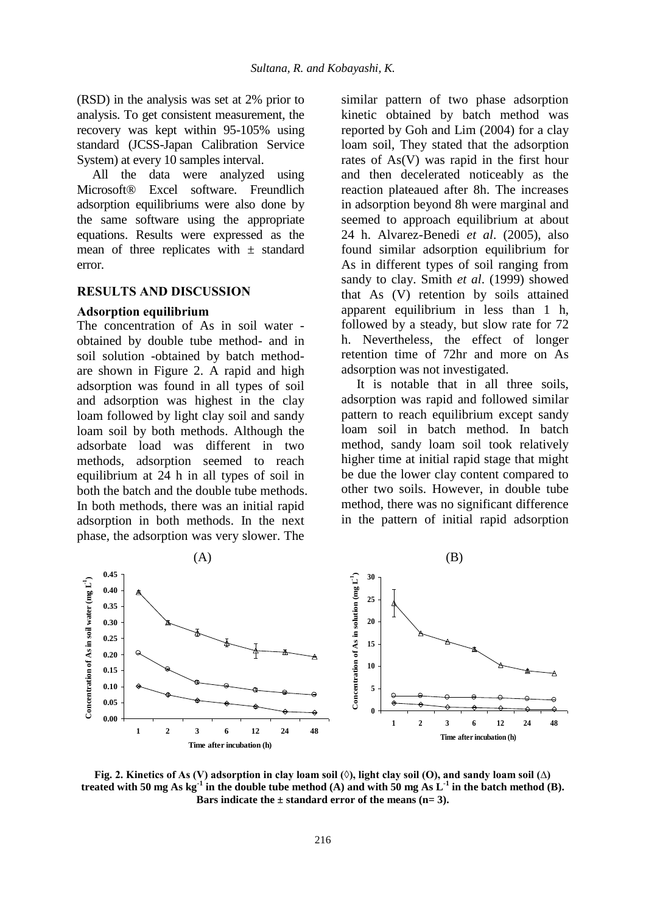(RSD) in the analysis was set at 2% prior to analysis. To get consistent measurement, the recovery was kept within 95-105% using standard (JCSS-Japan Calibration Service System) at every 10 samples interval.

All the data were analyzed using Microsoft® Excel software. Freundlich adsorption equilibriums were also done by the same software using the appropriate equations. Results were expressed as the mean of three replicates with ± standard error.

## RESULTS AND DISCUSSION

### Adsorption equilibrium

The concentration of As in soil water - obtained by double tube method- and in soil solution -obtained by batch method- are shown in Figure 2. A rapid and high adsorption was found in all types of soil and adsorption was highest in the clay loam followed by light clay soil and sandy loam soil by both methods. Although the adsorbate load was different in two methods, adsorption seemed to reach equilibrium at 24 h in all types of soil in both the batch and the double tube methods. In both methods, there was an initial rapid adsorption in both methods. In the next phase, the adsorption was very slower. The similar pattern of two phase adsorption kinetic obtained by batch method was reported by Goh and Lim (2004) for a clay loam soil, They stated that the adsorption rates of As(V) was rapid in the first hour and then decelerated noticeably as the reaction plateaued after 8h. The increases in adsorption beyond 8h were marginal and seemed to approach equilibrium at about 24 h. Alvarez-Benedi *et al*. (2005), also found similar adsorption equilibrium for As in different types of soil ranging from sandy to clay. Smith *et al*. (1999) showed that As (V) retention by soils attained apparent equilibrium in less than 1 h, followed by a steady, but slow rate for 72 h. Nevertheless, the effect of longer retention time of 72hr and more on As adsorption was not investigated.

It is notable that in all three soils, adsorption was rapid and followed similar pattern to reach equilibrium except sandy loam soil in batch method. In batch method, sandy loam soil took relatively higher time at initial rapid stage that might be due the lower clay content compared to other two soils. However, in double tube method, there was no significant difference in the pattern of initial rapid adsorption

**Fig. 2. Kinetics of As (V) adsorption in clay loam soil (◊), light clay soil (O), and sandy loam soil (∆) treated with 50 mg As $kg^{-1}$ in the double tube method (A) and with 50 mg As $L^{-1}$ in the batch method (B). Bars indicate the ± standard error of the means (n= 3).**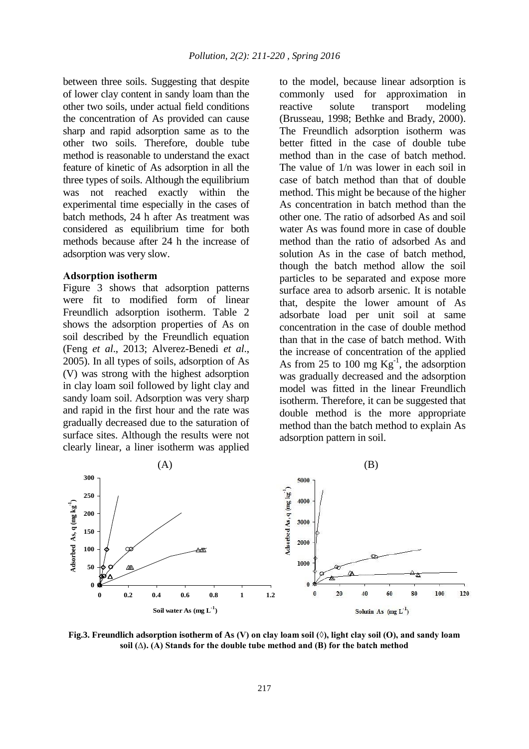between three soils. Suggesting that despite of lower clay content in sandy loam than the other two soils, under actual field conditions the concentration of As provided can cause sharp and rapid adsorption same as to the other two soils. Therefore, double tube method is reasonable to understand the exact feature of kinetic of As adsorption in all the three types of soils. Although the equilibrium was not reached exactly within the experimental time especially in the cases of batch methods, 24 h after As treatment was considered as equilibrium time for both methods because after 24 h the increase of adsorption was very slow.

### Adsorption isotherm

Figure 3 shows that adsorption patterns were fit to modified form of linear Freundlich adsorption isotherm. Table 2 shows the adsorption properties of As on soil described by the Freundlich equation (Feng *et al*., 2013; Alverez-Benedi *et al*., 2005). In all types of soils, adsorption of As (V) was strong with the highest adsorption in clay loam soil followed by light clay and sandy loam soil. Adsorption was very sharp and rapid in the first hour and the rate was gradually decreased due to the saturation of surface sites. Although the results were not clearly linear, a liner isotherm was applied to the model, because linear adsorption is commonly used for approximation in reactive solute transport modeling (Brusseau, 1998; Bethke and Brady, 2000). The Freundlich adsorption isotherm was better fitted in the case of double tube method than in the case of batch method. The value of $1/n$ was lower in each soil in case of batch method than that of double method. This might be because of the higher As concentration in batch method than the other one. The ratio of adsorbed As and soil water As was found more in case of double method than the ratio of adsorbed As and solution As in the case of batch method, though the batch method allow the soil particles to be separated and expose more surface area to adsorb arsenic. It is notable that, despite the lower amount of As adsorbate load per unit soil at same concentration in the case of double method than that in the case of batch method. With the increase of concentration of the applied As from 25 to 100 mg $Kg^{-1}$, the adsorption was gradually decreased and the adsorption model was fitted in the linear Freundlich isotherm. Therefore, it can be suggested that double method is the more appropriate method than the batch method to explain As adsorption pattern in soil.

**Fig.3. Freundlich adsorption isotherm of As (V) on clay loam soil (◊), light clay soil (O), and sandy loam soil (∆). (A) Stands for the double tube method and (B) for the batch method**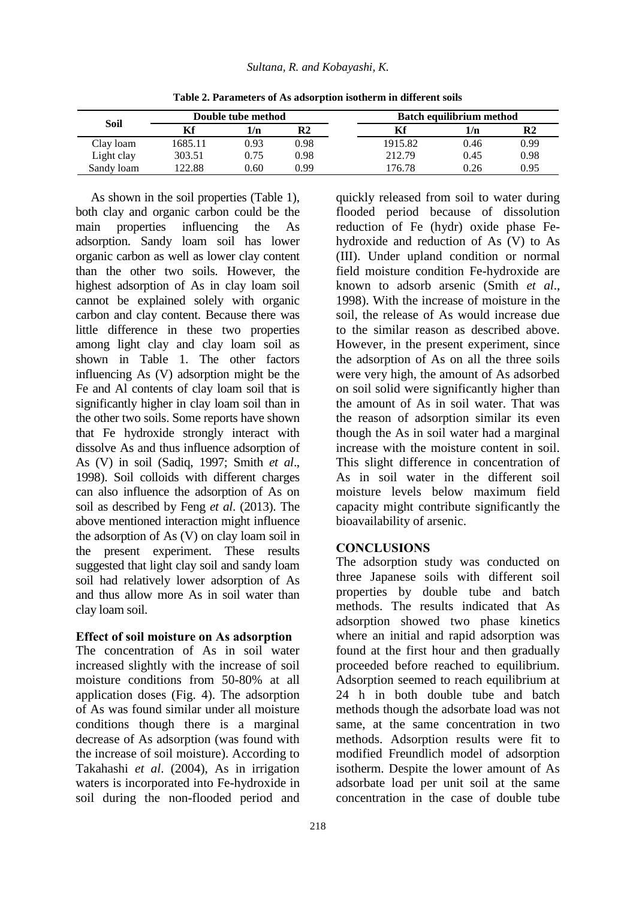**Table 2. Parameters of As adsorption isotherm in different soils**

| Soil | Double tube method | | | Batch equilibrium method | | |
|---|---|---|---|---|---|---|
| | Kf | 1/n | R2 | Kf | 1/n | R2 |
| Clay loam | 1685.11 | 0.93 | 0.98 | 1915.82 | 0.46 | 0.99 |
| Light clay | 303.51 | 0.75 | 0.98 | 212.79 | 0.45 | 0.98 |
| Sandy loam | 122.88 | 0.60 | 0.99 | 176.78 | 0.26 | 0.95 |

As shown in the soil properties (Table 1), both clay and organic carbon could be the main properties influencing the As adsorption. Sandy loam soil has lower organic carbon as well as lower clay content than the other two soils. However, the highest adsorption of As in clay loam soil cannot be explained solely with organic carbon and clay content. Because there was little difference in these two properties among light clay and clay loam soil as shown in Table 1. The other factors influencing As (V) adsorption might be the Fe and Al contents of clay loam soil that is significantly higher in clay loam soil than in the other two soils. Some reports have shown that Fe hydroxide strongly interact with dissolve As and thus influence adsorption of As (V) in soil (Sadiq, 1997; Smith *et al*., 1998). Soil colloids with different charges can also influence the adsorption of As on soil as described by Feng *et al*. (2013). The above mentioned interaction might influence the adsorption of As (V) on clay loam soil in the present experiment. These results suggested that light clay soil and sandy loam soil had relatively lower adsorption of As and thus allow more As in soil water than clay loam soil.

### Effect of soil moisture on As adsorption

The concentration of As in soil water increased slightly with the increase of soil moisture conditions from 50-80% at all application doses (Fig. 4). The adsorption of As was found similar under all moisture conditions though there is a marginal decrease of As adsorption (was found with the increase of soil moisture). According to Takahashi *et al*. (2004), As in irrigation waters is incorporated into Fe-hydroxide in soil during the non-flooded period and quickly released from soil to water during flooded period because of dissolution reduction of Fe (hydr) oxide phase Fe-hydroxide and reduction of As (V) to As (III). Under upland condition or normal field moisture condition Fe-hydroxide are known to adsorb arsenic (Smith *et al*., 1998). With the increase of moisture in the soil, the release of As would increase due to the similar reason as described above. However, in the present experiment, since the adsorption of As on all the three soils were very high, the amount of As adsorbed on soil solid were significantly higher than the amount of As in soil water. That was the reason of adsorption similar its even though the As in soil water had a marginal increase with the moisture content in soil. This slight difference in concentration of As in soil water in the different soil moisture levels below maximum field capacity might contribute significantly the bioavailability of arsenic.

## CONCLUSIONS

The adsorption study was conducted on three Japanese soils with different soil properties by double tube and batch methods. The results indicated that As adsorption showed two phase kinetics where an initial and rapid adsorption was found at the first hour and then gradually proceeded before reached to equilibrium. Adsorption seemed to reach equilibrium at 24 h in both double tube and batch methods though the adsorbate load was not same, at the same concentration in two methods. Adsorption results were fit to modified Freundlich model of adsorption isotherm. Despite the lower amount of As adsorbate load per unit soil at the same concentration in the case of double tube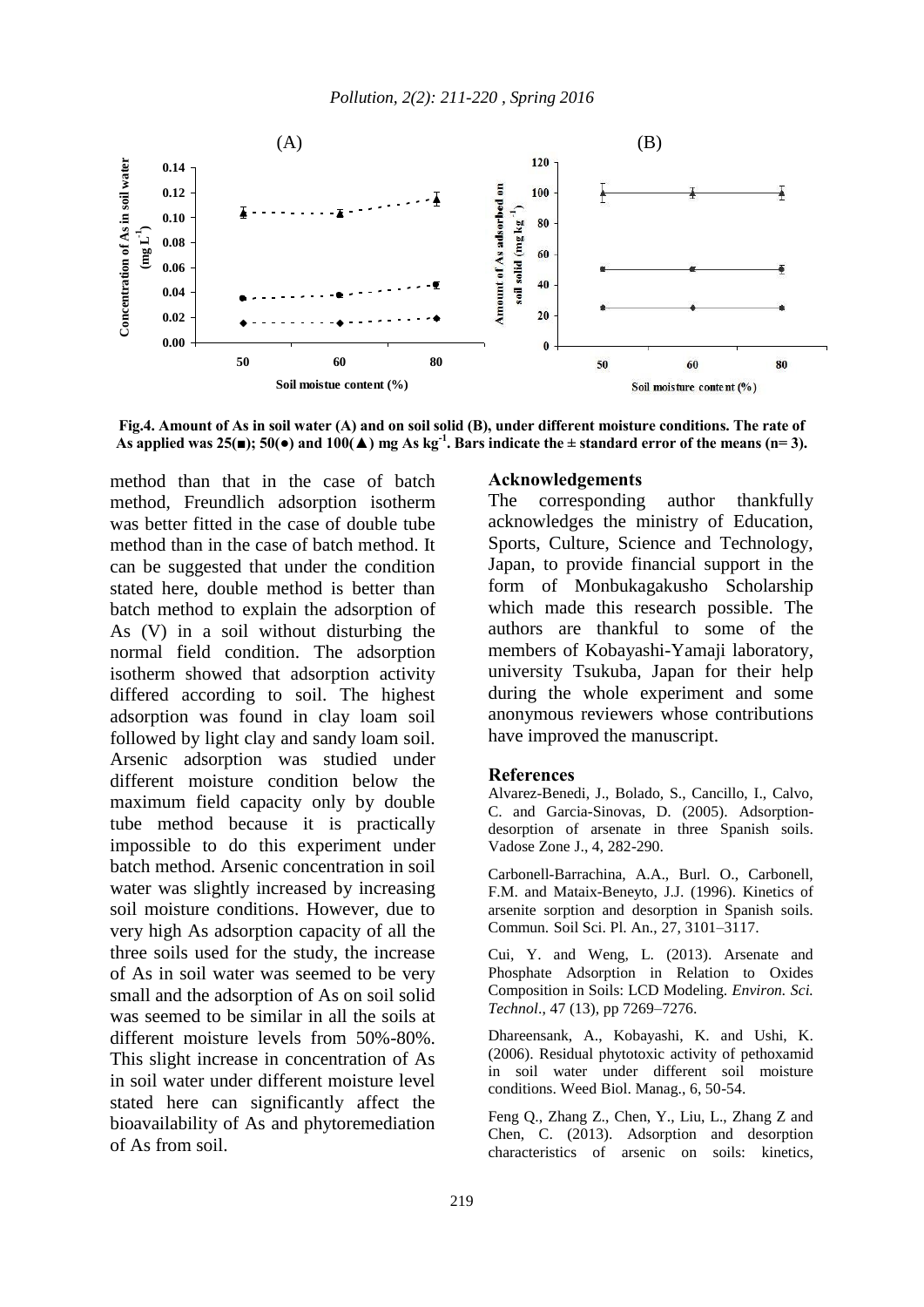Fig.4. Amount of As in soil water (A) and on soil solid (B), under different moisture conditions. The rate of As applied was 25(■); 50(●) and 100(▲) mg As $kg^{-1}$. Bars indicate the ± standard error of the means (n= 3).

method than that in the case of batch method, Freundlich adsorption isotherm was better fitted in the case of double tube method than in the case of batch method. It can be suggested that under the condition stated here, double method is better than batch method to explain the adsorption of As (V) in a soil without disturbing the normal field condition. The adsorption isotherm showed that adsorption activity differed according to soil. The highest adsorption was found in clay loam soil followed by light clay and sandy loam soil. Arsenic adsorption was studied under different moisture condition below the maximum field capacity only by double tube method because it is practically impossible to do this experiment under batch method. Arsenic concentration in soil water was slightly increased by increasing soil moisture conditions. However, due to very high As adsorption capacity of all the three soils used for the study, the increase of As in soil water was seemed to be very small and the adsorption of As on soil solid was seemed to be similar in all the soils at different moisture levels from 50%-80%. This slight increase in concentration of As in soil water under different moisture level stated here can significantly affect the bioavailability of As and phytoremediation of As from soil.

## Acknowledgements

The corresponding author thankfully acknowledges the ministry of Education, Sports, Culture, Science and Technology, Japan, to provide financial support in the form of Monbukagakusho Scholarship which made this research possible. The authors are thankful to some of the members of Kobayashi-Yamaji laboratory, university Tsukuba, Japan for their help during the whole experiment and some anonymous reviewers whose contributions have improved the manuscript.

## References

Alvarez-Benedi, J., Bolado, S., Cancillo, I., Calvo, C. and Garcia-Sinovas, D. (2005). Adsorption-desorption of arsenate in three Spanish soils. Vadose Zone J., 4, 282-290.

Carbonell-Barrachina, A.A., Burl. O., Carbonell, F.M. and Mataix-Beneyto, J.J. (1996). Kinetics of arsenite sorption and desorption in Spanish soils. Commun. Soil Sci. Pl. An., 27, 3101–3117.

Cui, Y. and Weng, L. (2013). Arsenate and Phosphate Adsorption in Relation to Oxides Composition in Soils: LCD Modeling. *Environ. Sci. Technol*., 47 (13), pp 7269–7276.

Dhareensank, A., Kobayashi, K. and Ushi, K. (2006). Residual phytotoxic activity of pethoxamid in soil water under different soil moisture conditions. Weed Biol. Manag., 6, 50-54.

Feng Q., Zhang Z., Chen, Y., Liu, L., Zhang Z and Chen, C. (2013). Adsorption and desorption characteristics of arsenic on soils: kinetics,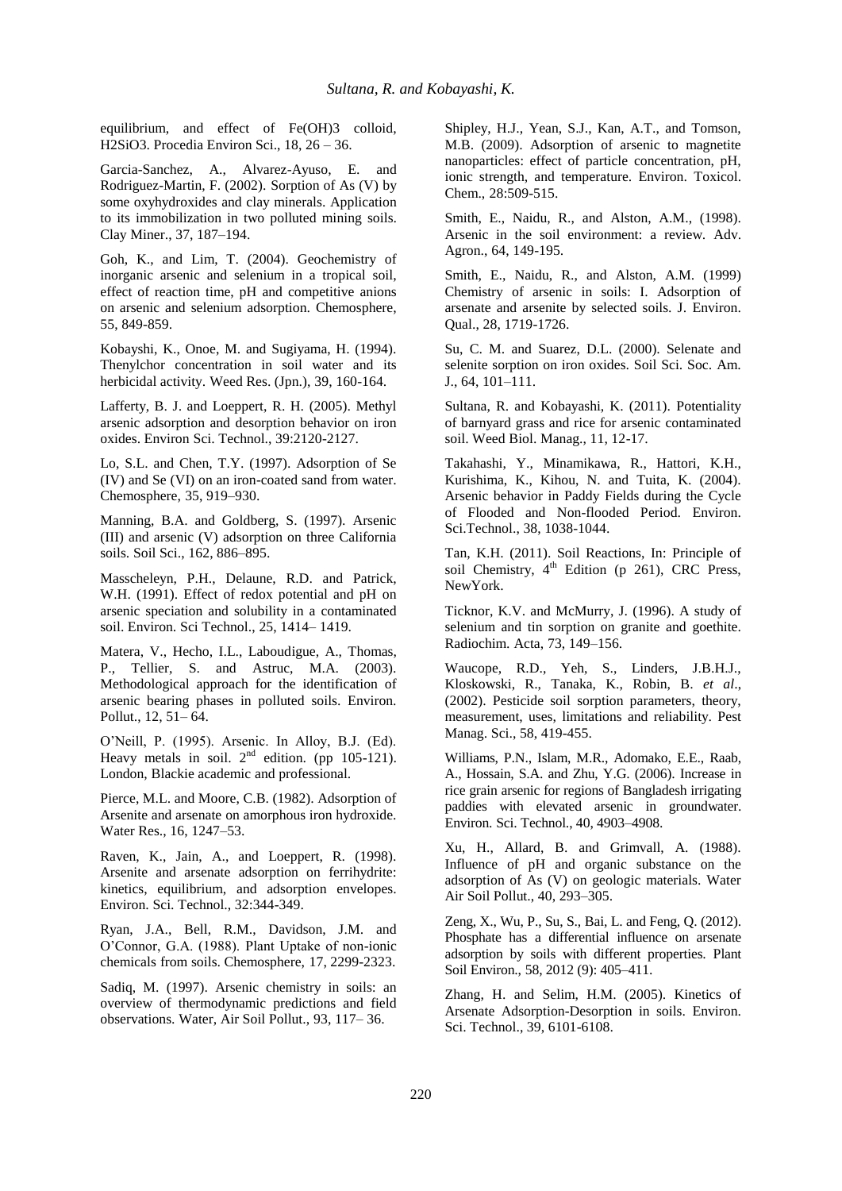equilibrium, and effect of Fe(OH)3 colloid, H2SiO3. Procedia Environ Sci., 18, 26 – 36.

Garcia-Sanchez, A., Alvarez-Ayuso, E. and Rodriguez-Martin, F. (2002). Sorption of As (V) by some oxyhydroxides and clay minerals. Application to its immobilization in two polluted mining soils. Clay Miner., 37, 187–194.

Goh, K., and Lim, T. (2004). Geochemistry of inorganic arsenic and selenium in a tropical soil, effect of reaction time, pH and competitive anions on arsenic and selenium adsorption. Chemosphere, 55, 849-859.

Kobayshi, K., Onoe, M. and Sugiyama, H. (1994). Thenylchor concentration in soil water and its herbicidal activity. Weed Res. (Jpn.), 39, 160-164.

Lafferty, B. J. and Loeppert, R. H. (2005). Methyl arsenic adsorption and desorption behavior on iron oxides. Environ Sci. Technol., 39:2120-2127.

Lo, S.L. and Chen, T.Y. (1997). Adsorption of Se (IV) and Se (VI) on an iron-coated sand from water. Chemosphere, 35, 919–930.

Manning, B.A. and Goldberg, S. (1997). Arsenic (III) and arsenic (V) adsorption on three California soils. Soil Sci., 162, 886–895.

Masscheleyn, P.H., Delaune, R.D. and Patrick, W.H. (1991). Effect of redox potential and pH on arsenic speciation and solubility in a contaminated soil. Environ. Sci Technol., 25, 1414– 1419.

Matera, V., Hecho, I.L., Laboudigue, A., Thomas, P., Tellier, S. and Astruc, M.A. (2003). Methodological approach for the identification of arsenic bearing phases in polluted soils. Environ. Pollut., 12, 51– 64.

O'Neill, P. (1995). Arsenic. In Alloy, B.J. (Ed). Heavy metals in soil. 2nd edition. (pp 105-121). London, Blackie academic and professional.

Pierce, M.L. and Moore, C.B. (1982). Adsorption of Arsenite and arsenate on amorphous iron hydroxide. Water Res., 16, 1247–53.

Raven, K., Jain, A., and Loeppert, R. (1998). Arsenite and arsenate adsorption on ferrihydrite: kinetics, equilibrium, and adsorption envelopes. Environ. Sci. Technol., 32:344-349.

Ryan, J.A., Bell, R.M., Davidson, J.M. and O'Connor, G.A. (1988). Plant Uptake of non-ionic chemicals from soils. Chemosphere, 17, 2299-2323.

Sadiq, M. (1997). Arsenic chemistry in soils: an overview of thermodynamic predictions and field observations. Water, Air Soil Pollut., 93, 117– 36.

Shipley, H.J., Yean, S.J., Kan, A.T., and Tomson, M.B. (2009). Adsorption of arsenic to magnetite nanoparticles: effect of particle concentration, pH, ionic strength, and temperature. Environ. Toxicol. Chem., 28:509-515.

Smith, E., Naidu, R., and Alston, A.M., (1998). Arsenic in the soil environment: a review. Adv. Agron., 64, 149-195.

Smith, E., Naidu, R., and Alston, A.M. (1999) Chemistry of arsenic in soils: I. Adsorption of arsenate and arsenite by selected soils. J. Environ. Qual., 28, 1719-1726.

Su, C. M. and Suarez, D.L. (2000). Selenate and selenite sorption on iron oxides. Soil Sci. Soc. Am. J., 64, 101–111.

Sultana, R. and Kobayashi, K. (2011). Potentiality of barnyard grass and rice for arsenic contaminated soil. Weed Biol. Manag., 11, 12-17.

Takahashi, Y., Minamikawa, R., Hattori, K.H., Kurishima, K., Kihou, N. and Tuita, K. (2004). Arsenic behavior in Paddy Fields during the Cycle of Flooded and Non-flooded Period. Environ. Sci.Technol., 38, 1038-1044.

Tan, K.H. (2011). Soil Reactions, In: Principle of soil Chemistry, 4th Edition (p 261), CRC Press, NewYork.

Ticknor, K.V. and McMurry, J. (1996). A study of selenium and tin sorption on granite and goethite. Radiochim. Acta, 73, 149–156.

Waucope, R.D., Yeh, S., Linders, J.B.H.J., Kloskowski, R., Tanaka, K., Robin, B. *et al*., (2002). Pesticide soil sorption parameters, theory, measurement, uses, limitations and reliability. Pest Manag. Sci., 58, 419-455.

Williams, P.N., Islam, M.R., Adomako, E.E., Raab, A., Hossain, S.A. and Zhu, Y.G. (2006). Increase in rice grain arsenic for regions of Bangladesh irrigating paddies with elevated arsenic in groundwater. Environ. Sci. Technol., 40, 4903–4908.

Xu, H., Allard, B. and Grimvall, A. (1988). Influence of pH and organic substance on the adsorption of As (V) on geologic materials. Water Air Soil Pollut., 40, 293–305.

Zeng, X., Wu, P., Su, S., Bai, L. and Feng, Q. (2012). Phosphate has a differential influence on arsenate adsorption by soils with different properties. Plant Soil Environ., 58, 2012 (9): 405–411.

Zhang, H. and Selim, H.M. (2005). Kinetics of Arsenate Adsorption-Desorption in soils. Environ. Sci. Technol., 39, 6101-6108.